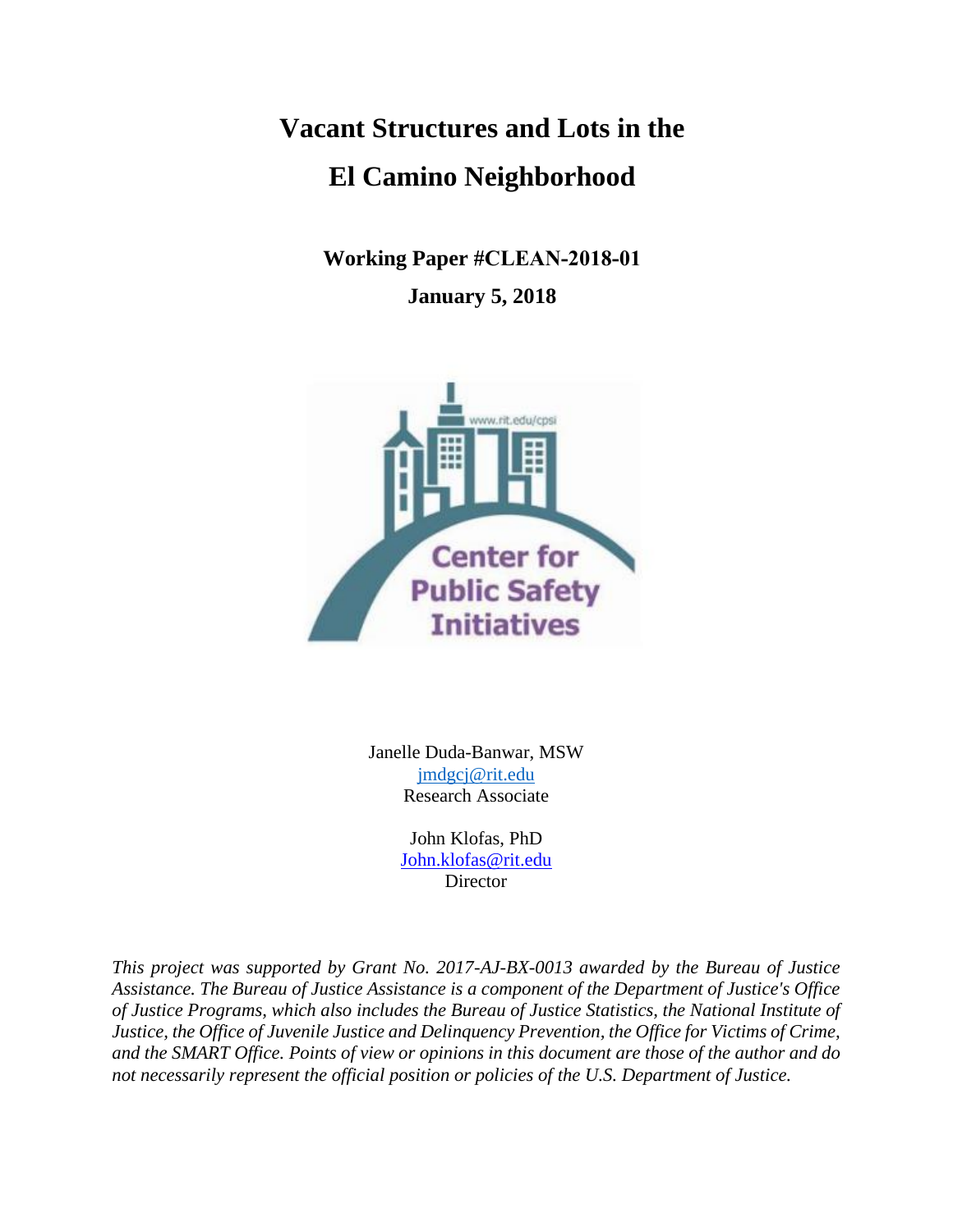# Vacant Structures and Lots in the El Camino Neighborhood

**Working Paper #CLEAN-2018-01**

**January 5, 2018**

Center for Public Safety Initiatives

www.rit.edu/cpsi

Janelle Duda-Banwar, MSW
jmdgcj@rit.edu
Research Associate

John Klofas, PhD
John.klofas@rit.edu
Director

*This project was supported by Grant No. 2017-AJ-BX-0013 awarded by the Bureau of Justice Assistance. The Bureau of Justice Assistance is a component of the Department of Justice's Office of Justice Programs, which also includes the Bureau of Justice Statistics, the National Institute of Justice, the Office of Juvenile Justice and Delinquency Prevention, the Office for Victims of Crime, and the SMART Office. Points of view or opinions in this document are those of the author and do not necessarily represent the official position or policies of the U.S. Department of Justice.*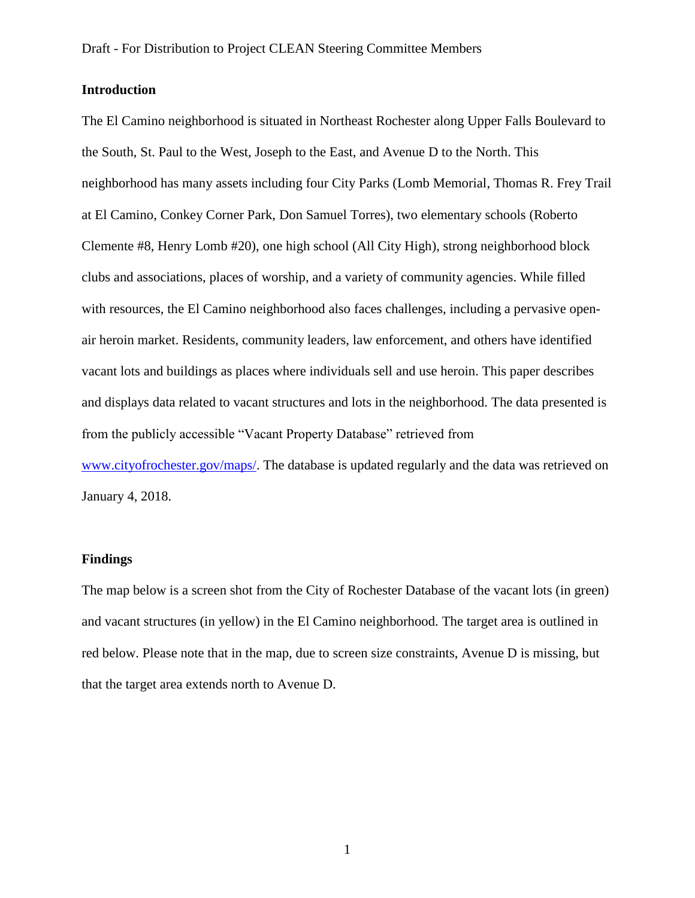Draft - For Distribution to Project CLEAN Steering Committee Members

## Introduction

The El Camino neighborhood is situated in Northeast Rochester along Upper Falls Boulevard to the South, St. Paul to the West, Joseph to the East, and Avenue D to the North. This neighborhood has many assets including four City Parks (Lomb Memorial, Thomas R. Frey Trail at El Camino, Conkey Corner Park, Don Samuel Torres), two elementary schools (Roberto Clemente #8, Henry Lomb #20), one high school (All City High), strong neighborhood block clubs and associations, places of worship, and a variety of community agencies. While filled with resources, the El Camino neighborhood also faces challenges, including a pervasive open-air heroin market. Residents, community leaders, law enforcement, and others have identified vacant lots and buildings as places where individuals sell and use heroin. This paper describes and displays data related to vacant structures and lots in the neighborhood. The data presented is from the publicly accessible "Vacant Property Database" retrieved from [www.cityofrochester.gov/maps/](www.cityofrochester.gov/maps/). The database is updated regularly and the data was retrieved on January 4, 2018.

## Findings

The map below is a screen shot from the City of Rochester Database of the vacant lots (in green) and vacant structures (in yellow) in the El Camino neighborhood. The target area is outlined in red below. Please note that in the map, due to screen size constraints, Avenue D is missing, but that the target area extends north to Avenue D.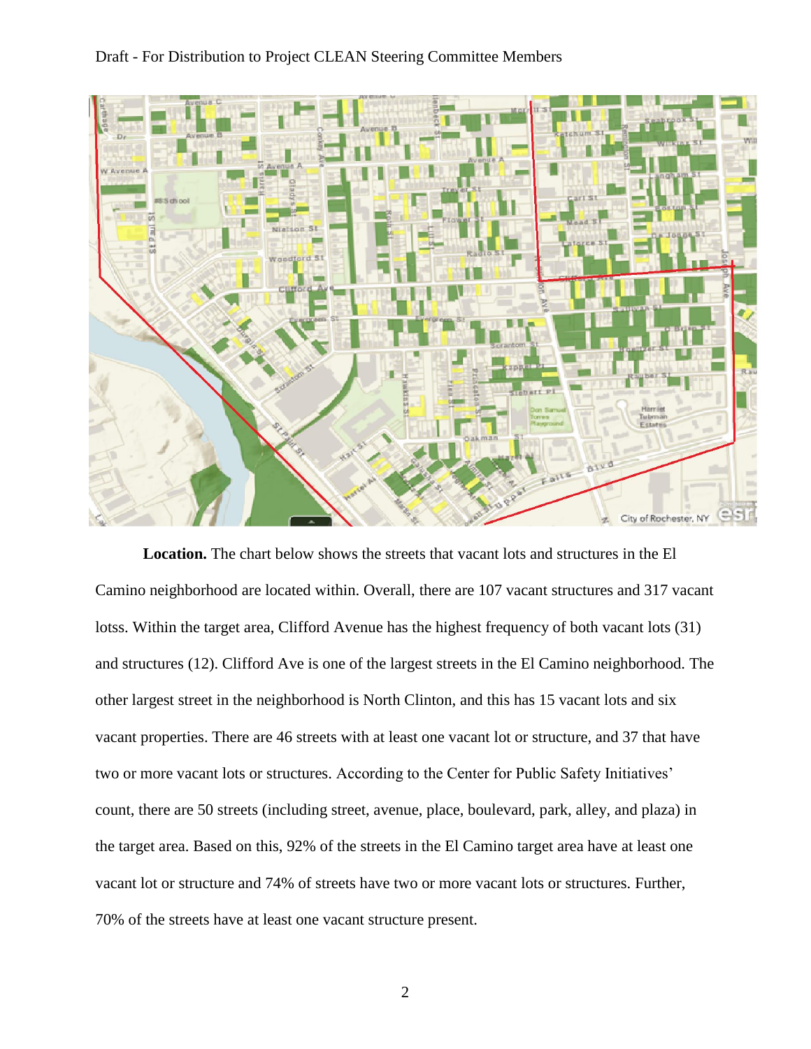**Location.** The chart below shows the streets that vacant lots and structures in the El Camino neighborhood are located within. Overall, there are 107 vacant structures and 317 vacant lotss. Within the target area, Clifford Avenue has the highest frequency of both vacant lots (31) and structures (12). Clifford Ave is one of the largest streets in the El Camino neighborhood. The other largest street in the neighborhood is North Clinton, and this has 15 vacant lots and six vacant properties. There are 46 streets with at least one vacant lot or structure, and 37 that have two or more vacant lots or structures. According to the Center for Public Safety Initiatives' count, there are 50 streets (including street, avenue, place, boulevard, park, alley, and plaza) in the target area. Based on this, 92% of the streets in the El Camino target area have at least one vacant lot or structure and 74% of streets have two or more vacant lots or structures. Further, 70% of the streets have at least one vacant structure present.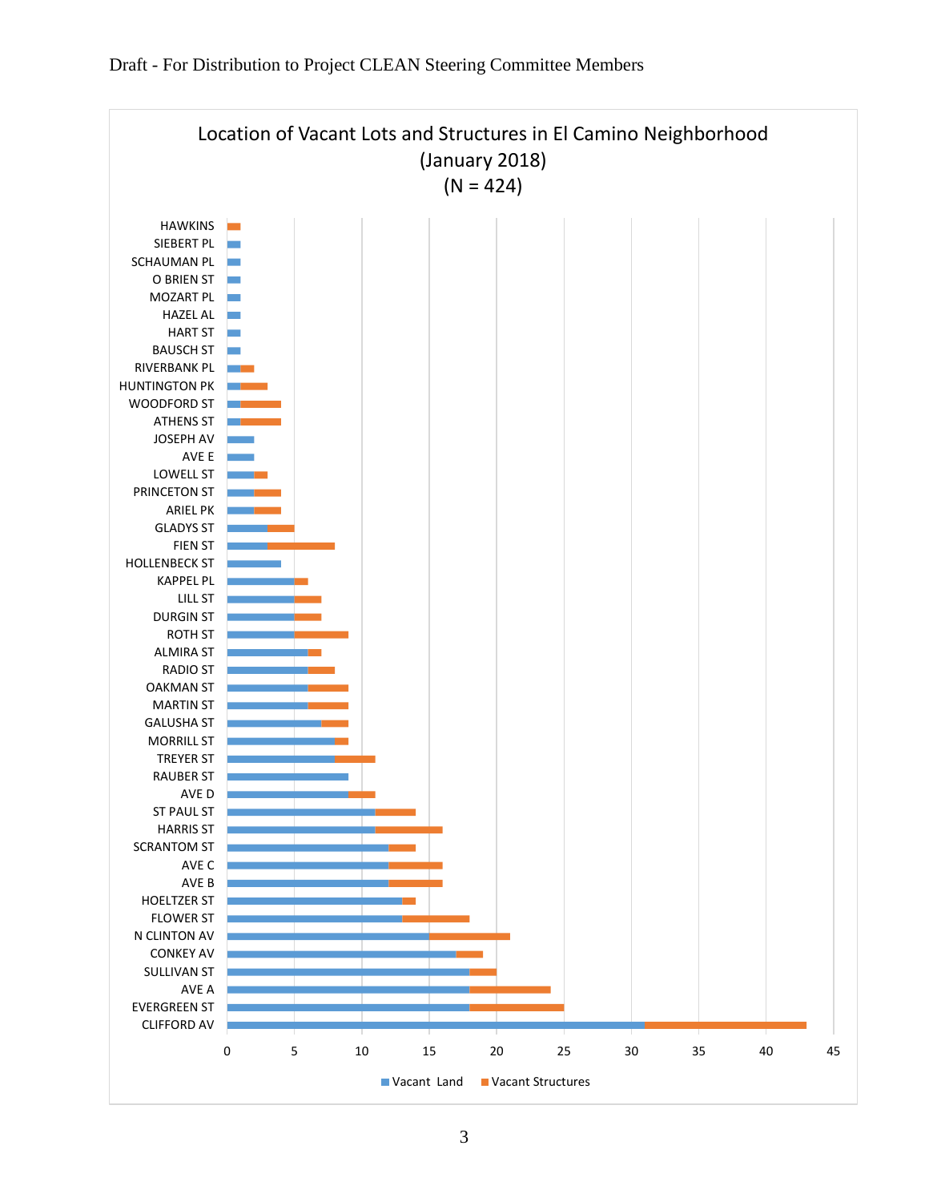## Location of Vacant Lots and Structures in El Camino Neighborhood (January 2018) (N = 424)

| Street | Vacant Land | Vacant Structures |
|---|---|---|
| HAWKINS | 0 | 1 |
| SIEBERT PL | 1 | 0 |
| SCHAUMAN PL | 1 | 0 |
| O BRIEN ST | 1 | 0 |
| MOZART PL | 1 | 0 |
| HAZEL AL | 1 | 0 |
| HART ST | 1 | 0 |
| BAUSCH ST | 1 | 0 |
| RIVERBANK PL | 1 | 1 |
| HUNTINGTON PK | 1 | 2 |
| WOODFORD ST | 1 | 3 |
| ATHENS ST | 1 | 3 |
| JOSEPH AV | 2 | 0 |
| AVE E | 2 | 0 |
| LOWELL ST | 2 | 1 |
| PRINCETON ST | 2 | 2 |
| ARIEL PK | 2 | 2 |
| GLADYS ST | 3 | 2 |
| FIEN ST | 3 | 5 |
| HOLLENBECK ST | 4 | 0 |
| KAPPEL PL | 5 | 1 |
| LILL ST | 5 | 2 |
| DURGIN ST | 5 | 2 |
| ROTH ST | 5 | 4 |
| ALMIRA ST | 6 | 1 |
| RADIO ST | 6 | 2 |
| OAKMAN ST | 6 | 3 |
| MARTIN ST | 6 | 3 |
| GALUSHA ST | 7 | 2 |
| MORRILL ST | 8 | 1 |
| TREYER ST | 8 | 3 |
| RAUBER ST | 9 | 0 |
| AVE D | 9 | 2 |
| ST PAUL ST | 11 | 3 |
| HARRIS ST | 11 | 5 |
| SCRANTOM ST | 12 | 2 |
| AVE C | 12 | 4 |
| AVE B | 12 | 4 |
| HOELTZER ST | 13 | 1 |
| FLOWER ST | 13 | 5 |
| N CLINTON AV | 15 | 6 |
| CONKEY AV | 17 | 2 |
| SULLIVAN ST | 18 | 2 |
| AVE A | 18 | 6 |
| EVERGREEN ST | 18 | 7 |
| CLIFFORD AV | 31 | 12 |

Legend: Vacant Land, Vacant Structures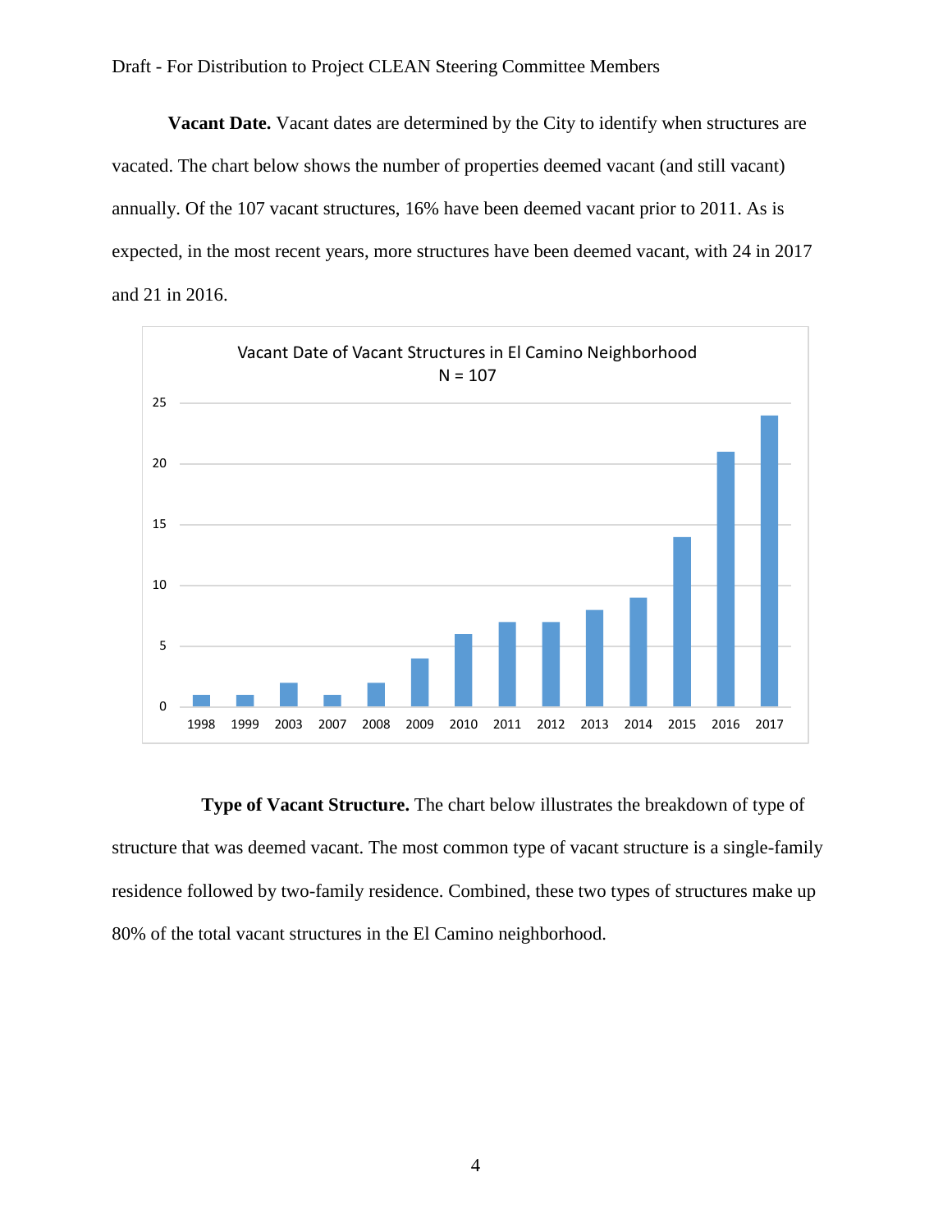**Vacant Date.** Vacant dates are determined by the City to identify when structures are vacated. The chart below shows the number of properties deemed vacant (and still vacant) annually. Of the 107 vacant structures, 16% have been deemed vacant prior to 2011. As is expected, in the most recent years, more structures have been deemed vacant, with 24 in 2017 and 21 in 2016.

Vacant Date of Vacant Structures in El Camino Neighborhood
N = 107

| Year | Number of Vacant Structures |
| --- | --- |
| 1998 | 1 |
| 1999 | 1 |
| 2003 | 2 |
| 2007 | 1 |
| 2008 | 2 |
| 2009 | 4 |
| 2010 | 6 |
| 2011 | 7 |
| 2012 | 7 |
| 2013 | 8 |
| 2014 | 9 |
| 2015 | 14 |
| 2016 | 21 |
| 2017 | 24 |

**Type of Vacant Structure.** The chart below illustrates the breakdown of type of structure that was deemed vacant. The most common type of vacant structure is a single-family residence followed by two-family residence. Combined, these two types of structures make up 80% of the total vacant structures in the El Camino neighborhood.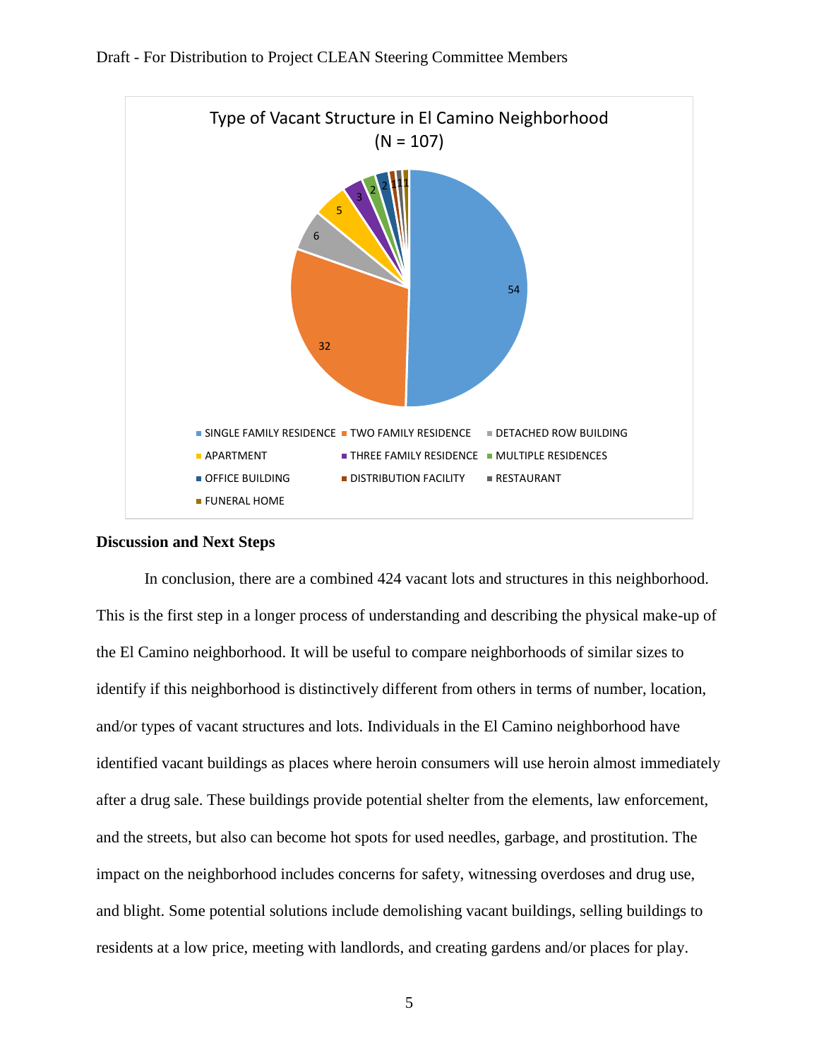Type of Vacant Structure in El Camino Neighborhood
(N = 107)

54
32
6
5
3
2
2
1
1
1

SINGLE FAMILY RESIDENCE
TWO FAMILY RESIDENCE
DETACHED ROW BUILDING
APARTMENT
THREE FAMILY RESIDENCE
MULTIPLE RESIDENCES
OFFICE BUILDING
DISTRIBUTION FACILITY
RESTAURANT
FUNERAL HOME

**Discussion and Next Steps**

In conclusion, there are a combined 424 vacant lots and structures in this neighborhood. This is the first step in a longer process of understanding and describing the physical make-up of the El Camino neighborhood. It will be useful to compare neighborhoods of similar sizes to identify if this neighborhood is distinctively different from others in terms of number, location, and/or types of vacant structures and lots. Individuals in the El Camino neighborhood have identified vacant buildings as places where heroin consumers will use heroin almost immediately after a drug sale. These buildings provide potential shelter from the elements, law enforcement, and the streets, but also can become hot spots for used needles, garbage, and prostitution. The impact on the neighborhood includes concerns for safety, witnessing overdoses and drug use, and blight. Some potential solutions include demolishing vacant buildings, selling buildings to residents at a low price, meeting with landlords, and creating gardens and/or places for play.